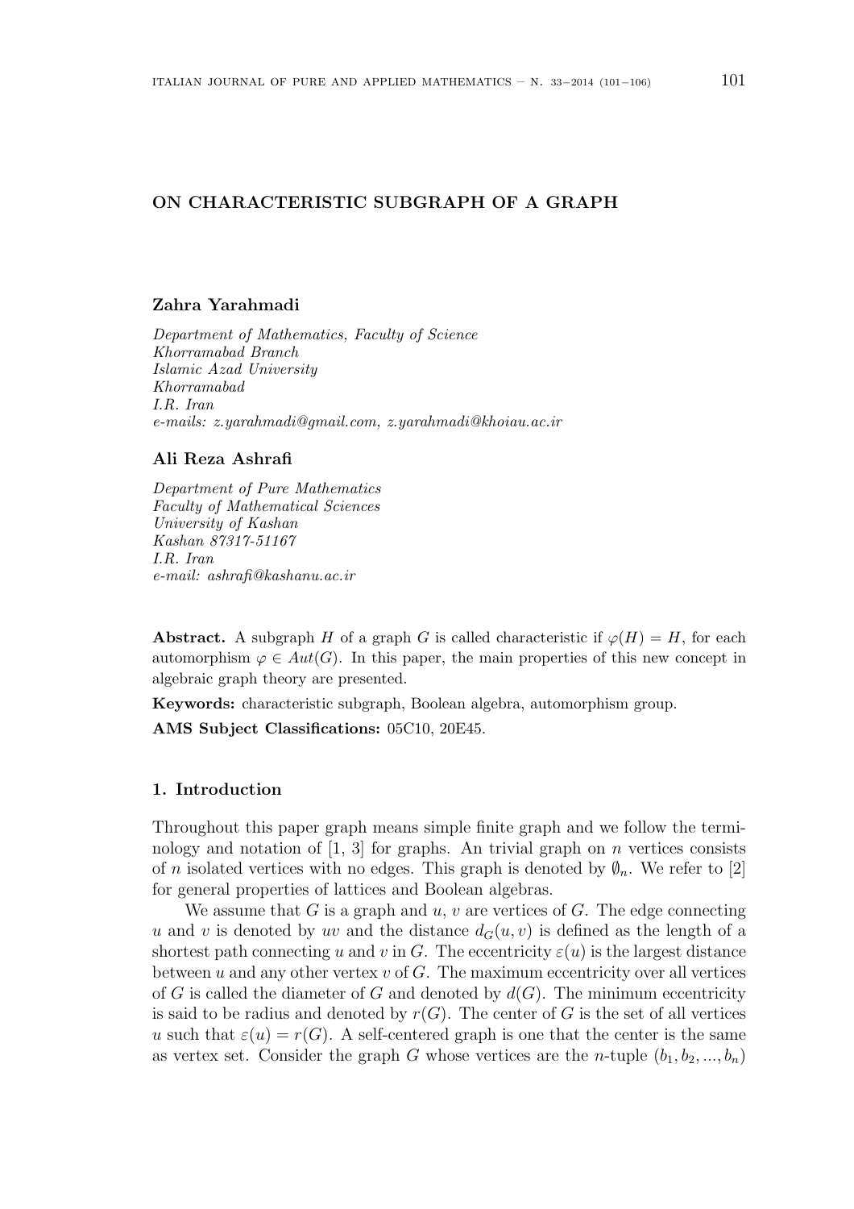# ON CHARACTERISTIC SUBGRAPH OF A GRAPH

**Zahra Yarahmadi**

*Department of Mathematics, Faculty of Science*
*Khorramabad Branch*
*Islamic Azad University*
*Khorramabad*
*I.R. Iran*
*e-mails: z.yarahmadi@gmail.com, z.yarahmadi@khoiau.ac.ir*

**Ali Reza Ashrafi**

*Department of Pure Mathematics*
*Faculty of Mathematical Sciences*
*University of Kashan*
*Kashan 87317-51167*
*I.R. Iran*
*e-mail: ashrafi@kashanu.ac.ir*

**Abstract.** A subgraph $H$ of a graph $G$ is called characteristic if $\varphi(H) = H$, for each automorphism $\varphi \in Aut(G)$. In this paper, the main properties of this new concept in algebraic graph theory are presented.

**Keywords:** characteristic subgraph, Boolean algebra, automorphism group.

**AMS Subject Classifications:** 05C10, 20E45.

## 1. Introduction

Throughout this paper graph means simple finite graph and we follow the terminology and notation of [1, 3] for graphs. An trivial graph on $n$ vertices consists of $n$ isolated vertices with no edges. This graph is denoted by $\emptyset_n$. We refer to [2] for general properties of lattices and Boolean algebras.

We assume that $G$ is a graph and $u$, $v$ are vertices of $G$. The edge connecting $u$ and $v$ is denoted by $uv$ and the distance $d_G(u, v)$ is defined as the length of a shortest path connecting $u$ and $v$ in $G$. The eccentricity $\varepsilon(u)$ is the largest distance between $u$ and any other vertex $v$ of $G$. The maximum eccentricity over all vertices of $G$ is called the diameter of $G$ and denoted by $d(G)$. The minimum eccentricity is said to be radius and denoted by $r(G)$. The center of $G$ is the set of all vertices $u$ such that $\varepsilon(u) = r(G)$. A self-centered graph is one that the center is the same as vertex set. Consider the graph $G$ whose vertices are the $n$-tuple $(b_1, b_2, ..., b_n)$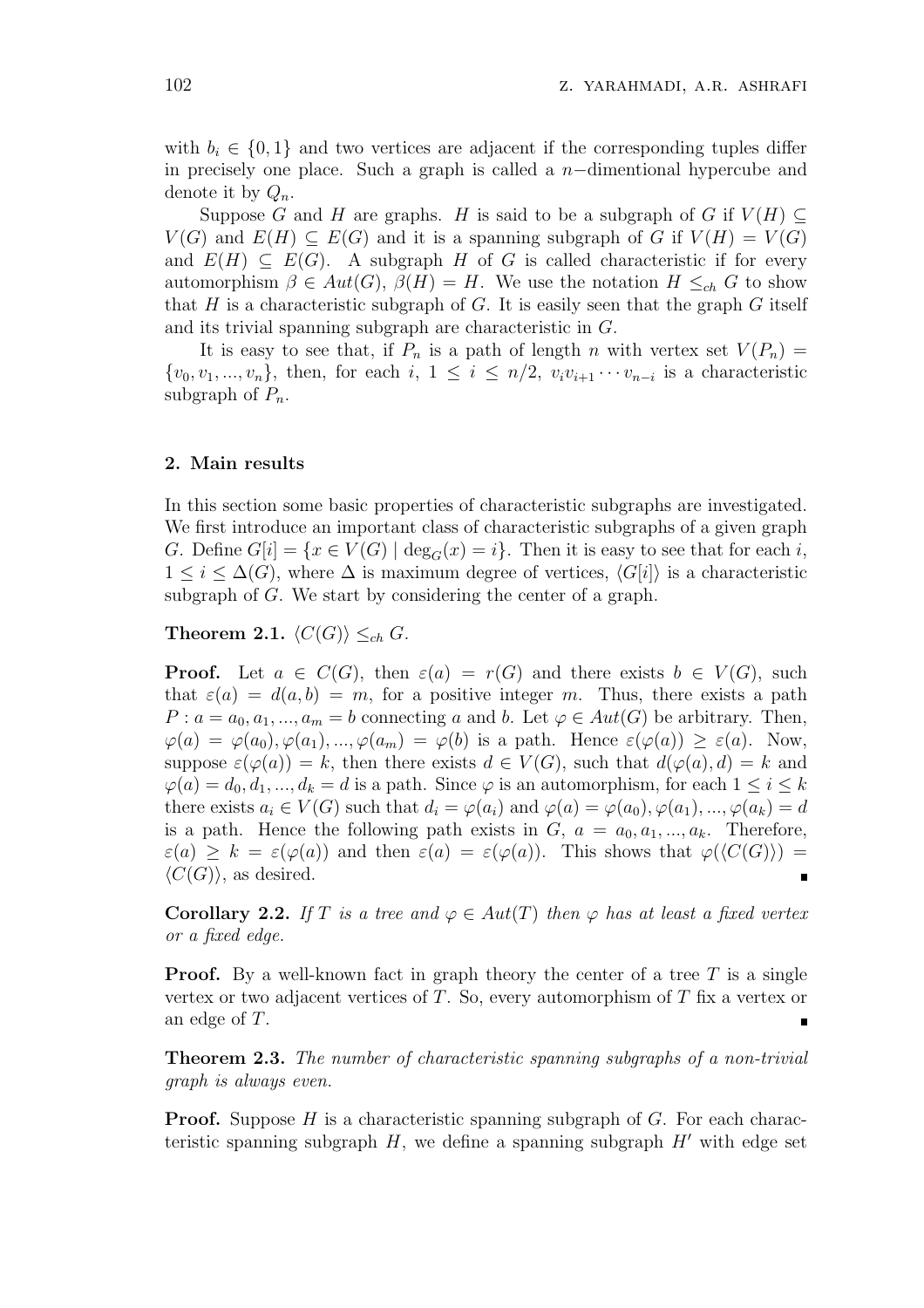with $b_i \in \{0, 1\}$ and two vertices are adjacent if the corresponding tuples differ in precisely one place. Such a graph is called a $n-$dimentional hypercube and denote it by $Q_n$.

Suppose $G$ and $H$ are graphs. $H$ is said to be a subgraph of $G$ if $V(H) \subseteq V(G)$ and $E(H) \subseteq E(G)$ and it is a spanning subgraph of $G$ if $V(H) = V(G)$ and $E(H) \subseteq E(G)$. A subgraph $H$ of $G$ is called characteristic if for every automorphism $\beta \in Aut(G)$, $\beta(H) = H$. We use the notation $H \leq_{ch} G$ to show that $H$ is a characteristic subgraph of $G$. It is easily seen that the graph $G$ itself and its trivial spanning subgraph are characteristic in $G$.

It is easy to see that, if $P_n$ is a path of length $n$ with vertex set $V(P_n) = \{v_0, v_1, ..., v_n\}$, then, for each $i$, $1 \leq i \leq n/2$, $v_i v_{i+1} \cdots v_{n-i}$ is a characteristic subgraph of $P_n$.

## 2. Main results

In this section some basic properties of characteristic subgraphs are investigated. We first introduce an important class of characteristic subgraphs of a given graph $G$. Define $G[i] = \{x \in V(G) \mid \deg_G(x) = i\}$. Then it is easy to see that for each $i$, $1 \leq i \leq \Delta(G)$, where $\Delta$ is maximum degree of vertices, $\langle G[i] \rangle$ is a characteristic subgraph of $G$. We start by considering the center of a graph.

**Theorem 2.1.** $\langle C(G) \rangle \leq_{ch} G$.

**Proof.** Let $a \in C(G)$, then $\varepsilon(a) = r(G)$ and there exists $b \in V(G)$, such that $\varepsilon(a) = d(a, b) = m$, for a positive integer $m$. Thus, there exists a path $P : a = a_0, a_1, ..., a_m = b$ connecting $a$ and $b$. Let $\varphi \in Aut(G)$ be arbitrary. Then, $\varphi(a) = \varphi(a_0), \varphi(a_1), ..., \varphi(a_m) = \varphi(b)$ is a path. Hence $\varepsilon(\varphi(a)) \geq \varepsilon(a)$. Now, suppose $\varepsilon(\varphi(a)) = k$, then there exists $d \in V(G)$, such that $d(\varphi(a), d) = k$ and $\varphi(a) = d_0, d_1, ..., d_k = d$ is a path. Since $\varphi$ is an automorphism, for each $1 \leq i \leq k$ there exists $a_i \in V(G)$ such that $d_i = \varphi(a_i)$ and $\varphi(a) = \varphi(a_0), \varphi(a_1), ..., \varphi(a_k) = d$ is a path. Hence the following path exists in $G$, $a = a_0, a_1, ..., a_k$. Therefore, $\varepsilon(a) \geq k = \varepsilon(\varphi(a))$ and then $\varepsilon(a) = \varepsilon(\varphi(a))$. This shows that $\varphi(\langle C(G) \rangle) = \langle C(G) \rangle$, as desired. ∎

**Corollary 2.2.** *If $T$ is a tree and $\varphi \in Aut(T)$ then $\varphi$ has at least a fixed vertex or a fixed edge.*

**Proof.** By a well-known fact in graph theory the center of a tree $T$ is a single vertex or two adjacent vertices of $T$. So, every automorphism of $T$ fix a vertex or an edge of $T$. ∎

**Theorem 2.3.** *The number of characteristic spanning subgraphs of a non-trivial graph is always even.*

**Proof.** Suppose $H$ is a characteristic spanning subgraph of $G$. For each characteristic spanning subgraph $H$, we define a spanning subgraph $H'$ with edge set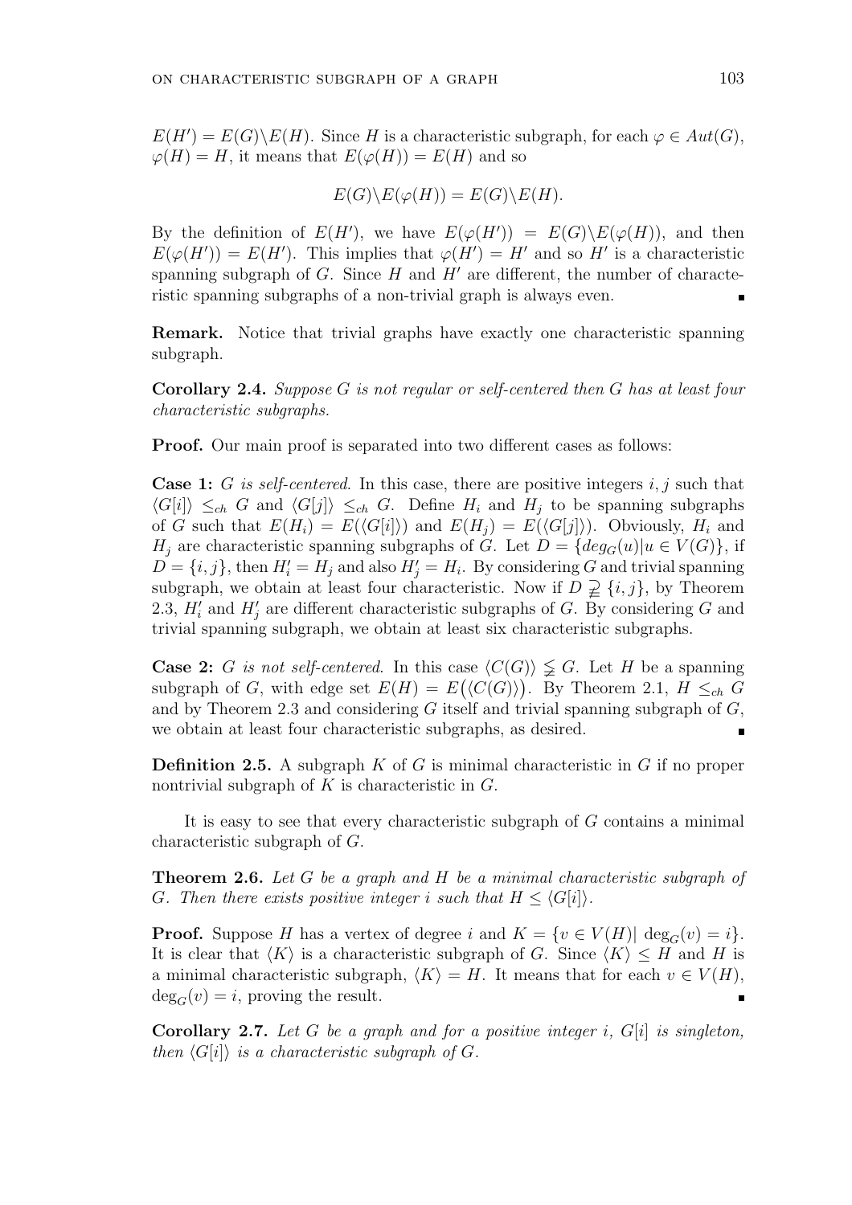$E(H') = E(G) \backslash E(H)$. Since $H$ is a characteristic subgraph, for each $\varphi \in Aut(G)$, $\varphi(H) = H$, it means that $E(\varphi(H)) = E(H)$ and so

$$E(G) \backslash E(\varphi(H)) = E(G) \backslash E(H).$$

By the definition of $E(H')$, we have $E(\varphi(H')) = E(G) \backslash E(\varphi(H))$, and then $E(\varphi(H')) = E(H')$. This implies that $\varphi(H') = H'$ and so $H'$ is a characteristic spanning subgraph of $G$. Since $H$ and $H'$ are different, the number of characteristic spanning subgraphs of a non-trivial graph is always even. ∎

**Remark.** Notice that trivial graphs have exactly one characteristic spanning subgraph.

**Corollary 2.4.** *Suppose $G$ is not regular or self-centered then $G$ has at least four characteristic subgraphs.*

**Proof.** Our main proof is separated into two different cases as follows:

**Case 1:** *$G$ is self-centered*. In this case, there are positive integers $i, j$ such that $\langle G[i] \rangle \leq_{ch} G$ and $\langle G[j] \rangle \leq_{ch} G$. Define $H_i$ and $H_j$ to be spanning subgraphs of $G$ such that $E(H_i) = E(\langle G[i] \rangle)$ and $E(H_j) = E(\langle G[j] \rangle)$. Obviously, $H_i$ and $H_j$ are characteristic spanning subgraphs of $G$. Let $D = \{deg_G(u) | u \in V(G)\}$, if $D = \{i, j\}$, then $H'_i = H_j$ and also $H'_j = H_i$. By considering $G$ and trivial spanning subgraph, we obtain at least four characteristic. Now if $D \supsetneqq \{i, j\}$, by Theorem 2.3, $H'_i$ and $H'_j$ are different characteristic subgraphs of $G$. By considering $G$ and trivial spanning subgraph, we obtain at least six characteristic subgraphs.

**Case 2:** *$G$ is not self-centered*. In this case $\langle C(G) \rangle \lneqq G$. Let $H$ be a spanning subgraph of $G$, with edge set $E(H) = E\big(\langle C(G) \rangle\big)$. By Theorem 2.1, $H \leq_{ch} G$ and by Theorem 2.3 and considering $G$ itself and trivial spanning subgraph of $G$, we obtain at least four characteristic subgraphs, as desired. ∎

**Definition 2.5.** A subgraph $K$ of $G$ is minimal characteristic in $G$ if no proper nontrivial subgraph of $K$ is characteristic in $G$.

It is easy to see that every characteristic subgraph of $G$ contains a minimal characteristic subgraph of $G$.

**Theorem 2.6.** *Let $G$ be a graph and $H$ be a minimal characteristic subgraph of $G$. Then there exists positive integer $i$ such that $H \leq \langle G[i] \rangle$.*

**Proof.** Suppose $H$ has a vertex of degree $i$ and $K = \{v \in V(H) | \deg_G(v) = i\}$. It is clear that $\langle K \rangle$ is a characteristic subgraph of $G$. Since $\langle K \rangle \leq H$ and $H$ is a minimal characteristic subgraph, $\langle K \rangle = H$. It means that for each $v \in V(H)$, $\deg_G(v) = i$, proving the result. ∎

**Corollary 2.7.** *Let $G$ be a graph and for a positive integer $i$, $G[i]$ is singleton, then $\langle G[i] \rangle$ is a characteristic subgraph of $G$.*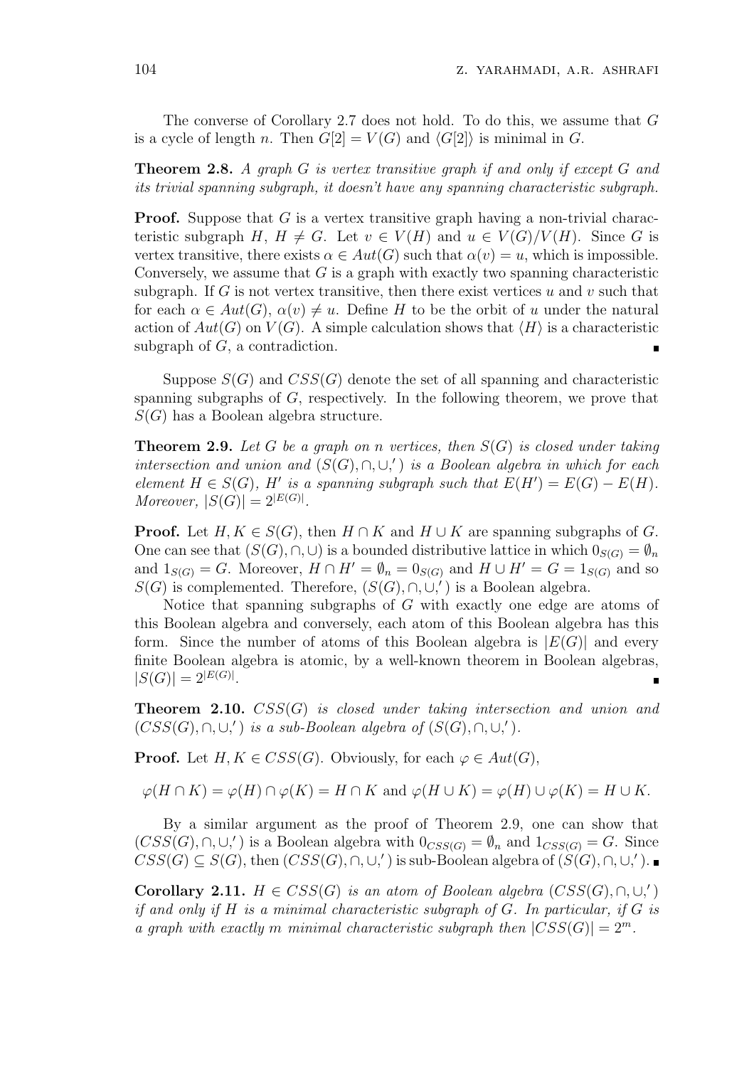The converse of Corollary 2.7 does not hold. To do this, we assume that $G$ is a cycle of length $n$. Then $G[2] = V(G)$ and $\langle G[2] \rangle$ is minimal in $G$.

**Theorem 2.8.** *A graph $G$ is vertex transitive graph if and only if except $G$ and its trivial spanning subgraph, it doesn't have any spanning characteristic subgraph.*

**Proof.** Suppose that $G$ is a vertex transitive graph having a non-trivial characteristic subgraph $H$, $H \neq G$. Let $v \in V(H)$ and $u \in V(G)/V(H)$. Since $G$ is vertex transitive, there exists $\alpha \in Aut(G)$ such that $\alpha(v) = u$, which is impossible. Conversely, we assume that $G$ is a graph with exactly two spanning characteristic subgraph. If $G$ is not vertex transitive, then there exist vertices $u$ and $v$ such that for each $\alpha \in Aut(G)$, $\alpha(v) \neq u$. Define $H$ to be the orbit of $u$ under the natural action of $Aut(G)$ on $V(G)$. A simple calculation shows that $\langle H \rangle$ is a characteristic subgraph of $G$, a contradiction. ∎

Suppose $S(G)$ and $CSS(G)$ denote the set of all spanning and characteristic spanning subgraphs of $G$, respectively. In the following theorem, we prove that $S(G)$ has a Boolean algebra structure.

**Theorem 2.9.** *Let $G$ be a graph on $n$ vertices, then $S(G)$ is closed under taking intersection and union and $(S(G), \cap, \cup, ')$ is a Boolean algebra in which for each element $H \in S(G)$, $H'$ is a spanning subgraph such that $E(H') = E(G) - E(H)$. Moreover, $|S(G)| = 2^{|E(G)|}$.*

**Proof.** Let $H, K \in S(G)$, then $H \cap K$ and $H \cup K$ are spanning subgraphs of $G$. One can see that $(S(G), \cap, \cup)$ is a bounded distributive lattice in which $0_{S(G)} = \emptyset_n$ and $1_{S(G)} = G$. Moreover, $H \cap H' = \emptyset_n = 0_{S(G)}$ and $H \cup H' = G = 1_{S(G)}$ and so $S(G)$ is complemented. Therefore, $(S(G), \cap, \cup, ')$ is a Boolean algebra.

Notice that spanning subgraphs of $G$ with exactly one edge are atoms of this Boolean algebra and conversely, each atom of this Boolean algebra has this form. Since the number of atoms of this Boolean algebra is $|E(G)|$ and every finite Boolean algebra is atomic, by a well-known theorem in Boolean algebras, $|S(G)| = 2^{|E(G)|}$. ∎

**Theorem 2.10.** *$CSS(G)$ is closed under taking intersection and union and $(CSS(G), \cap, \cup, ')$ is a sub-Boolean algebra of $(S(G), \cap, \cup, ')$.*

**Proof.** Let $H, K \in CSS(G)$. Obviously, for each $\varphi \in Aut(G)$,

$$\varphi(H \cap K) = \varphi(H) \cap \varphi(K) = H \cap K \text{ and } \varphi(H \cup K) = \varphi(H) \cup \varphi(K) = H \cup K.$$

By a similar argument as the proof of Theorem 2.9, one can show that $(CSS(G), \cap, \cup, ')$ is a Boolean algebra with $0_{CSS(G)} = \emptyset_n$ and $1_{CSS(G)} = G$. Since $CSS(G) \subseteq S(G)$, then $(CSS(G), \cap, \cup, ')$ is sub-Boolean algebra of $(S(G), \cap, \cup, ')$. ∎

**Corollary 2.11.** *$H \in CSS(G)$ is an atom of Boolean algebra $(CSS(G), \cap, \cup, ')$ if and only if $H$ is a minimal characteristic subgraph of $G$. In particular, if $G$ is a graph with exactly $m$ minimal characteristic subgraph then $|CSS(G)| = 2^m$.*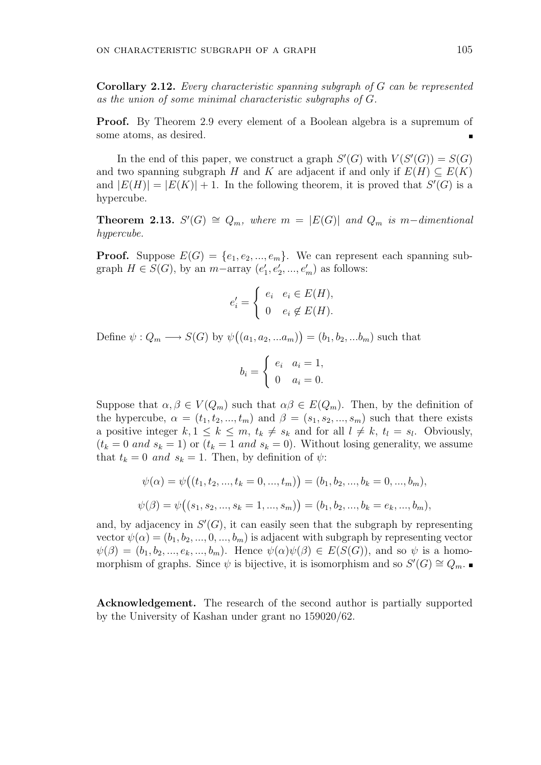**Corollary 2.12.** *Every characteristic spanning subgraph of $G$ can be represented as the union of some minimal characteristic subgraphs of $G$.*

**Proof.** By Theorem 2.9 every element of a Boolean algebra is a supremum of some atoms, as desired. ∎

In the end of this paper, we construct a graph $S'(G)$ with $V(S'(G)) = S(G)$ and two spanning subgraph $H$ and $K$ are adjacent if and only if $E(H) \subseteq E(K)$ and $|E(H)| = |E(K)| + 1$. In the following theorem, it is proved that $S'(G)$ is a hypercube.

**Theorem 2.13.** *$S'(G) \cong Q_m$, where $m = |E(G)|$ and $Q_m$ is $m-$dimentional hypercube.*

**Proof.** Suppose $E(G) = \{e_1, e_2, ..., e_m\}$. We can represent each spanning subgraph $H \in S(G)$, by an $m-$array $(e'_1, e'_2, ..., e'_m)$ as follows:

$$e'_i = \begin{cases} e_i & e_i \in E(H), \\ 0 & e_i \notin E(H). \end{cases}$$

Define $\psi : Q_m \longrightarrow S(G)$ by $\psi\big((a_1, a_2, ...a_m)\big) = (b_1, b_2, ...b_m)$ such that

$$b_i = \begin{cases} e_i & a_i = 1, \\ 0 & a_i = 0. \end{cases}$$

Suppose that $\alpha, \beta \in V(Q_m)$ such that $\alpha\beta \in E(Q_m)$. Then, by the definition of the hypercube, $\alpha = (t_1, t_2, ..., t_m)$ and $\beta = (s_1, s_2, ..., s_m)$ such that there exists a positive integer $k, 1 \leq k \leq m$, $t_k \neq s_k$ and for all $l \neq k$, $t_l = s_l$. Obviously, $(t_k = 0 \text{ and } s_k = 1)$ or $(t_k = 1 \text{ and } s_k = 0)$. Without losing generality, we assume that $t_k = 0 \text{ and } s_k = 1$. Then, by definition of $\psi$:

$$\psi(\alpha) = \psi\big((t_1, t_2, ..., t_k = 0, ..., t_m)\big) = (b_1, b_2, ..., b_k = 0, ..., b_m),$$

$$\psi(\beta) = \psi\big((s_1, s_2, ..., s_k = 1, ..., s_m)\big) = (b_1, b_2, ..., b_k = e_k, ..., b_m),$$

and, by adjacency in $S'(G)$, it can easily seen that the subgraph by representing vector $\psi(\alpha) = (b_1, b_2, ..., 0, ..., b_m)$ is adjacent with subgraph by representing vector $\psi(\beta) = (b_1, b_2, ..., e_k, ..., b_m)$. Hence $\psi(\alpha)\psi(\beta) \in E(S(G))$, and so $\psi$ is a homomorphism of graphs. Since $\psi$ is bijective, it is isomorphism and so $S'(G) \cong Q_m$. ∎

**Acknowledgement.** The research of the second author is partially supported by the University of Kashan under grant no 159020/62.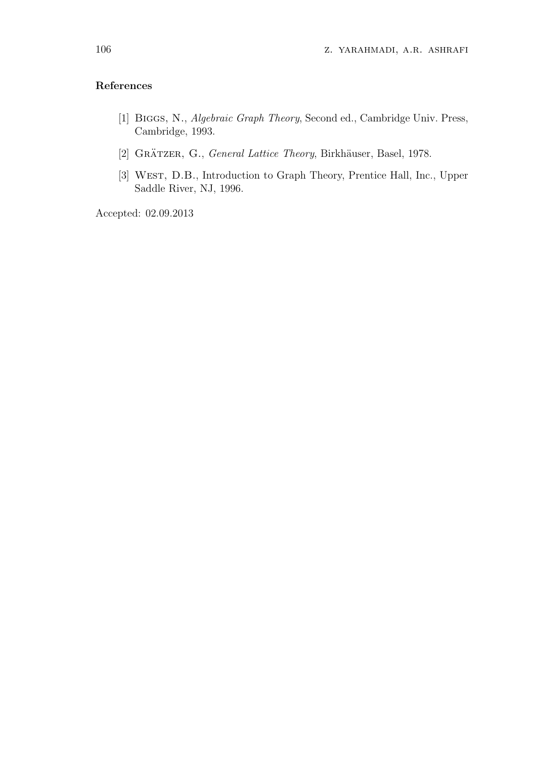## References

[1] Biggs, N., *Algebraic Graph Theory*, Second ed., Cambridge Univ. Press, Cambridge, 1993.

[2] Grätzer, G., *General Lattice Theory*, Birkhäuser, Basel, 1978.

[3] West, D.B., Introduction to Graph Theory, Prentice Hall, Inc., Upper Saddle River, NJ, 1996.

Accepted: 02.09.2013